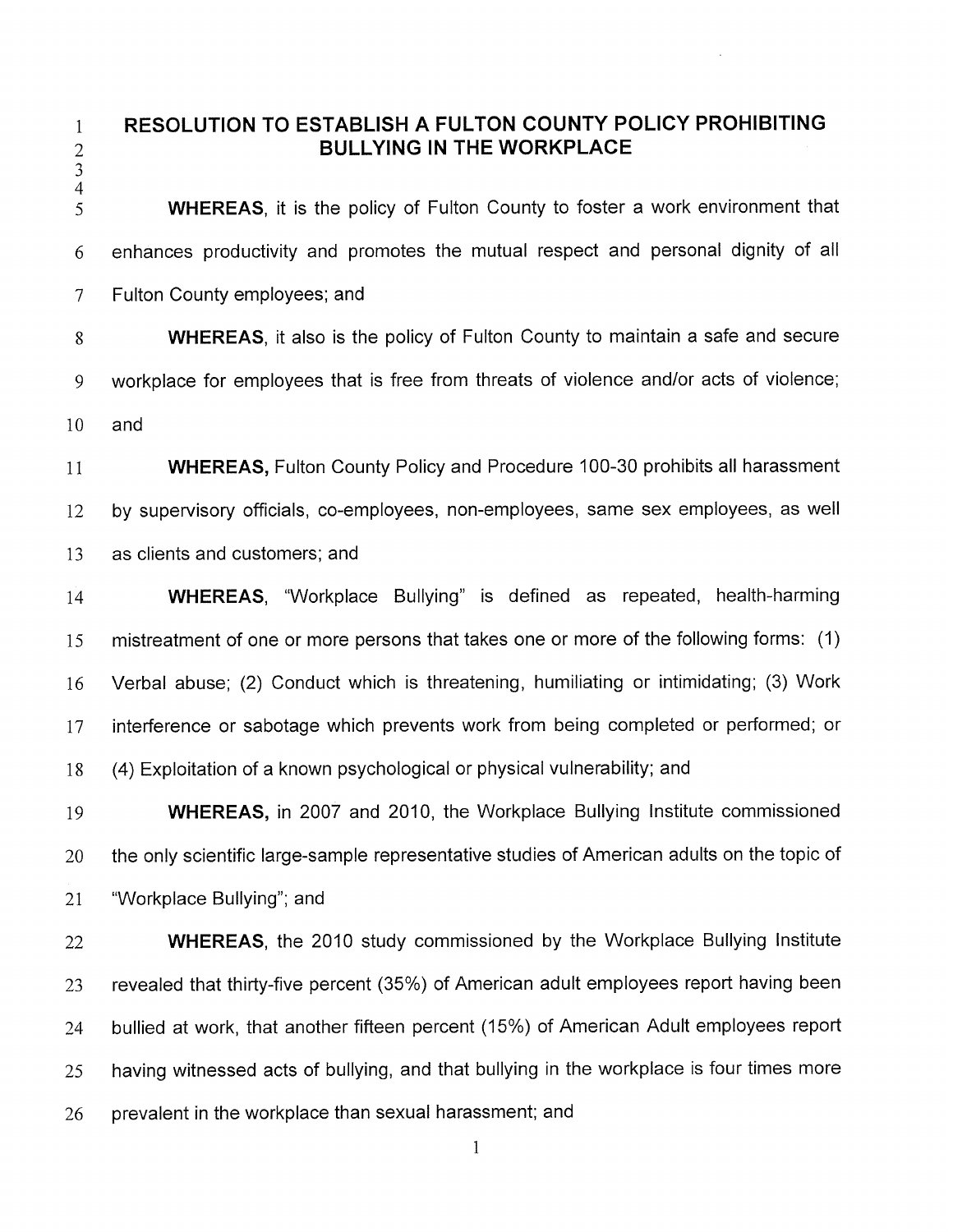# RESOLUTION TO ESTABLISH A FULTON COUNTY POLICY PROHIBITING BULLYING IN THE WORKPLACE

**WHEREAS**, it is the policy of Fulton County to foster a work environment that enhances productivity and promotes the mutual respect and personal dignity of all Fulton County employees; and

**WHEREAS**, it also is the policy of Fulton County to maintain a safe and secure workplace for employees that is free from threats of violence and/or acts of violence; and

**WHEREAS,** Fulton County Policy and Procedure 100-30 prohibits all harassment by supervisory officials, co-employees, non-employees, same sex employees, as well as clients and customers; and

**WHEREAS**, "Workplace Bullying" is defined as repeated, health-harming mistreatment of one or more persons that takes one or more of the following forms: (1) Verbal abuse; (2) Conduct which is threatening, humiliating or intimidating; (3) Work interference or sabotage which prevents work from being completed or performed; or (4) Exploitation of a known psychological or physical vulnerability; and

**WHEREAS,** in 2007 and 2010, the Workplace Bullying Institute commissioned the only scientific large-sample representative studies of American adults on the topic of "Workplace Bullying"; and

**WHEREAS**, the 2010 study commissioned by the Workplace Bullying Institute revealed that thirty-five percent (35%) of American adult employees report having been bullied at work, that another fifteen percent (15%) of American Adult employees report having witnessed acts of bullying, and that bullying in the workplace is four times more prevalent in the workplace than sexual harassment; and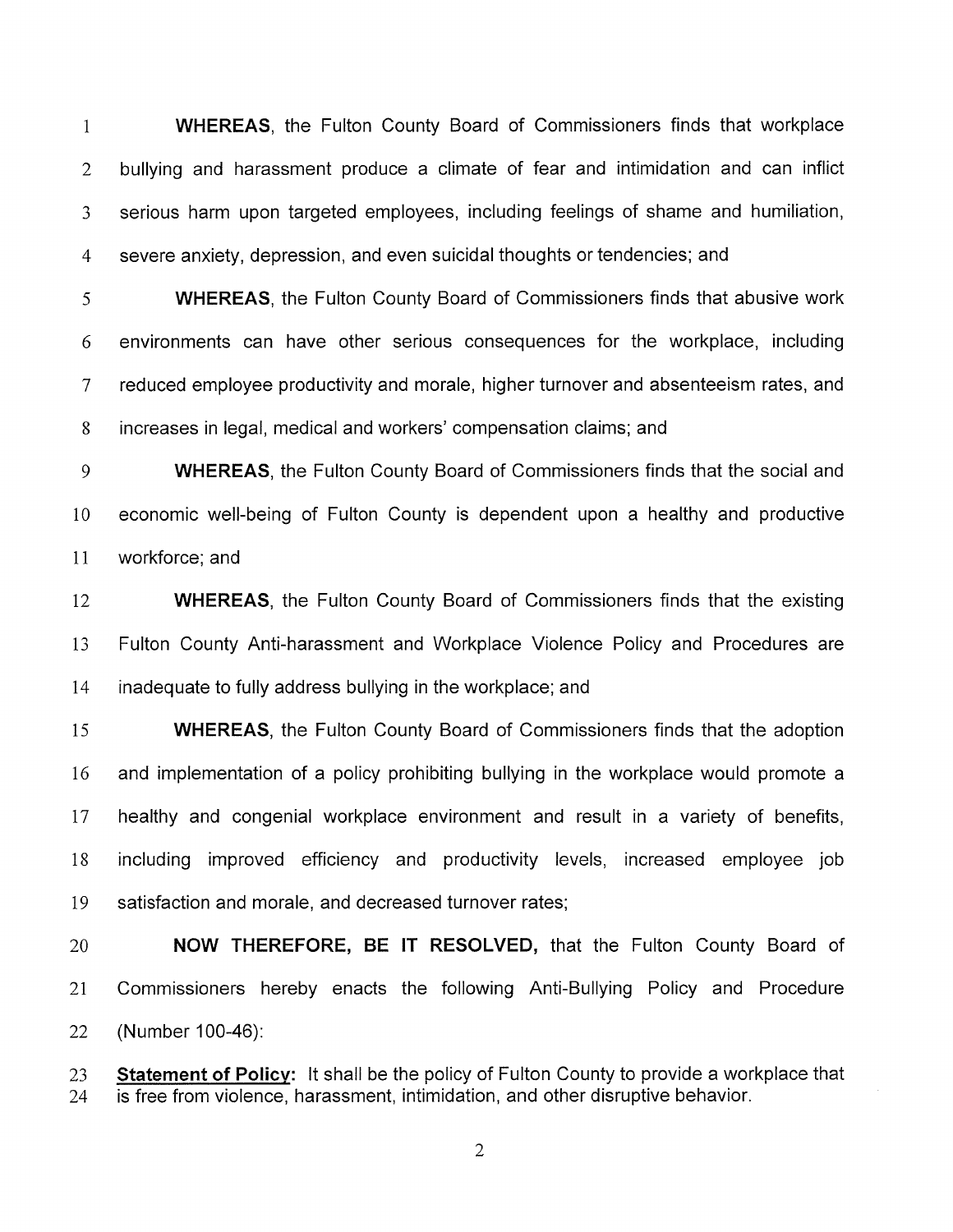**WHEREAS**, the Fulton County Board of Commissioners finds that workplace bullying and harassment produce a climate of fear and intimidation and can inflict serious harm upon targeted employees, including feelings of shame and humiliation, severe anxiety, depression, and even suicidal thoughts or tendencies; and

**WHEREAS**, the Fulton County Board of Commissioners finds that abusive work environments can have other serious consequences for the workplace, including reduced employee productivity and morale, higher turnover and absenteeism rates, and increases in legal, medical and workers' compensation claims; and

**WHEREAS**, the Fulton County Board of Commissioners finds that the social and economic well-being of Fulton County is dependent upon a healthy and productive workforce; and

**WHEREAS**, the Fulton County Board of Commissioners finds that the existing Fulton County Anti-harassment and Workplace Violence Policy and Procedures are inadequate to fully address bullying in the workplace; and

**WHEREAS**, the Fulton County Board of Commissioners finds that the adoption and implementation of a policy prohibiting bullying in the workplace would promote a healthy and congenial workplace environment and result in a variety of benefits, including improved efficiency and productivity levels, increased employee job satisfaction and morale, and decreased turnover rates;

**NOW THEREFORE, BE IT RESOLVED,** that the Fulton County Board of Commissioners hereby enacts the following Anti-Bullying Policy and Procedure (Number 100-46):

**Statement of Policy:** It shall be the policy of Fulton County to provide a workplace that is free from violence, harassment, intimidation, and other disruptive behavior.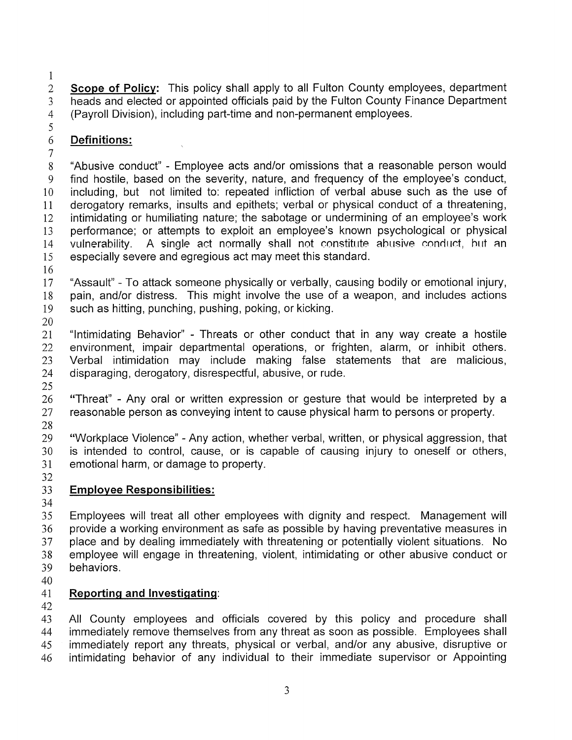**Scope of Policy:** This policy shall apply to all Fulton County employees, department heads and elected or appointed officials paid by the Fulton County Finance Department (Payroll Division), including part-time and non-permanent employees.

**Definitions:**

"Abusive conduct" - Employee acts and/or omissions that a reasonable person would find hostile, based on the severity, nature, and frequency of the employee's conduct, including, but not limited to: repeated infliction of verbal abuse such as the use of derogatory remarks, insults and epithets; verbal or physical conduct of a threatening, intimidating or humiliating nature; the sabotage or undermining of an employee's work performance; or attempts to exploit an employee's known psychological or physical vulnerability. A single act normally shall not constitute abusive conduct, but an especially severe and egregious act may meet this standard.

"Assault" - To attack someone physically or verbally, causing bodily or emotional injury, pain, and/or distress. This might involve the use of a weapon, and includes actions such as hitting, punching, pushing, poking, or kicking.

"Intimidating Behavior" - Threats or other conduct that in any way create a hostile environment, impair departmental operations, or frighten, alarm, or inhibit others. Verbal intimidation may include making false statements that are malicious, disparaging, derogatory, disrespectful, abusive, or rude.

"Threat" - Any oral or written expression or gesture that would be interpreted by a reasonable person as conveying intent to cause physical harm to persons or property.

"Workplace Violence" - Any action, whether verbal, written, or physical aggression, that is intended to control, cause, or is capable of causing injury to oneself or others, emotional harm, or damage to property.

**Employee Responsibilities:**

Employees will treat all other employees with dignity and respect. Management will provide a working environment as safe as possible by having preventative measures in place and by dealing immediately with threatening or potentially violent situations. No employee will engage in threatening, violent, intimidating or other abusive conduct or behaviors.

**Reporting and Investigating**:

All County employees and officials covered by this policy and procedure shall immediately remove themselves from any threat as soon as possible. Employees shall immediately report any threats, physical or verbal, and/or any abusive, disruptive or intimidating behavior of any individual to their immediate supervisor or Appointing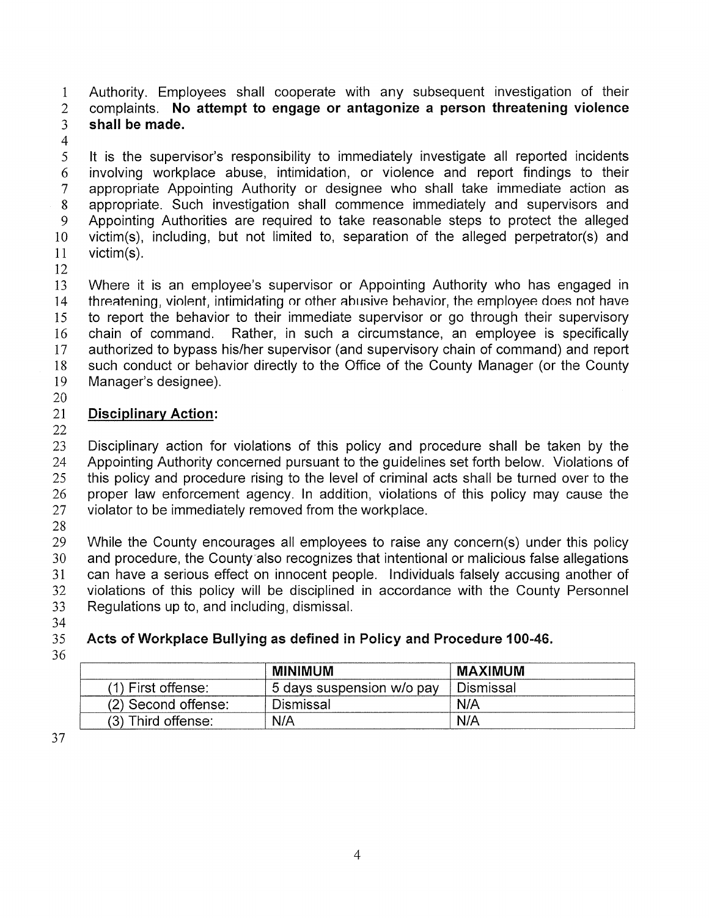Authority. Employees shall cooperate with any subsequent investigation of their complaints. **No attempt to engage or antagonize a person threatening violence shall be made.**

It is the supervisor's responsibility to immediately investigate all reported incidents involving workplace abuse, intimidation, or violence and report findings to their appropriate Appointing Authority or designee who shall take immediate action as appropriate. Such investigation shall commence immediately and supervisors and Appointing Authorities are required to take reasonable steps to protect the alleged victim(s), including, but not limited to, separation of the alleged perpetrator(s) and victim(s).

Where it is an employee's supervisor or Appointing Authority who has engaged in threatening, violent, intimidating or other abusive behavior, the employee does not have to report the behavior to their immediate supervisor or go through their supervisory chain of command. Rather, in such a circumstance, an employee is specifically authorized to bypass his/her supervisor (and supervisory chain of command) and report such conduct or behavior directly to the Office of the County Manager (or the County Manager's designee).

## Disciplinary Action:

Disciplinary action for violations of this policy and procedure shall be taken by the Appointing Authority concerned pursuant to the guidelines set forth below. Violations of this policy and procedure rising to the level of criminal acts shall be turned over to the proper law enforcement agency. In addition, violations of this policy may cause the violator to be immediately removed from the workplace.

While the County encourages all employees to raise any concern(s) under this policy and procedure, the County also recognizes that intentional or malicious false allegations can have a serious effect on innocent people. Individuals falsely accusing another of violations of this policy will be disciplined in accordance with the County Personnel Regulations up to, and including, dismissal.

**Acts of Workplace Bullying as defined in Policy and Procedure 100-46.**

| | MINIMUM | MAXIMUM |
|---|---|---|
| (1) First offense: | 5 days suspension w/o pay | Dismissal |
| (2) Second offense: | Dismissal | N/A |
| (3) Third offense: | N/A | N/A |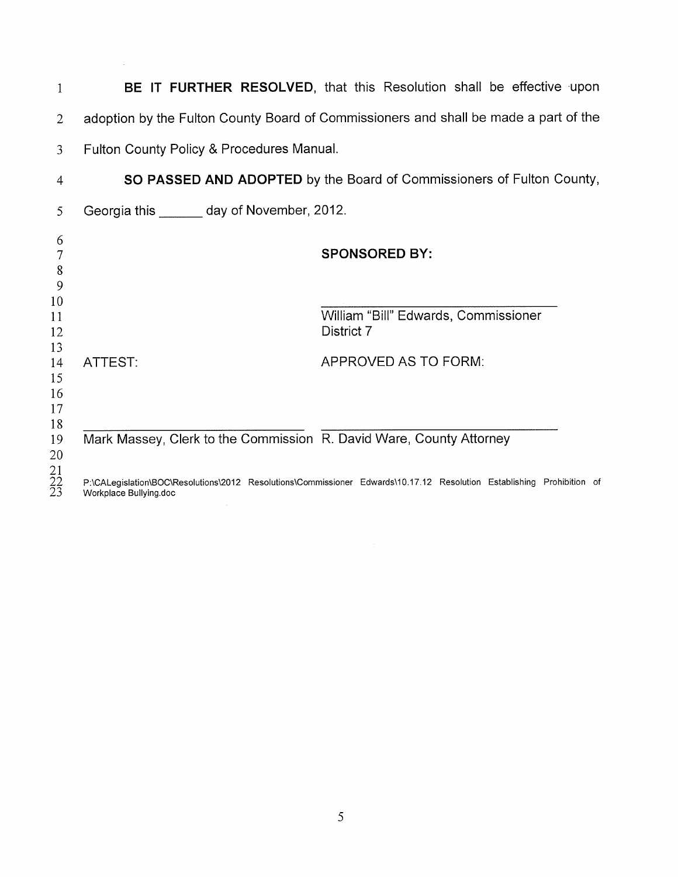**BE IT FURTHER RESOLVED**, that this Resolution shall be effective upon adoption by the Fulton County Board of Commissioners and shall be made a part of the Fulton County Policy & Procedures Manual.

**SO PASSED AND ADOPTED** by the Board of Commissioners of Fulton County, Georgia this ______ day of November, 2012.

**SPONSORED BY:**

______________________________
William "Bill" Edwards, Commissioner
District 7

ATTEST:

______________________________
Mark Massey, Clerk to the Commission

APPROVED AS TO FORM:

______________________________
R. David Ware, County Attorney

P:\CALegislation\BOC\Resolutions\2012 Resolutions\Commissioner Edwards\10.17.12 Resolution Establishing Prohibition of Workplace Bullying.doc